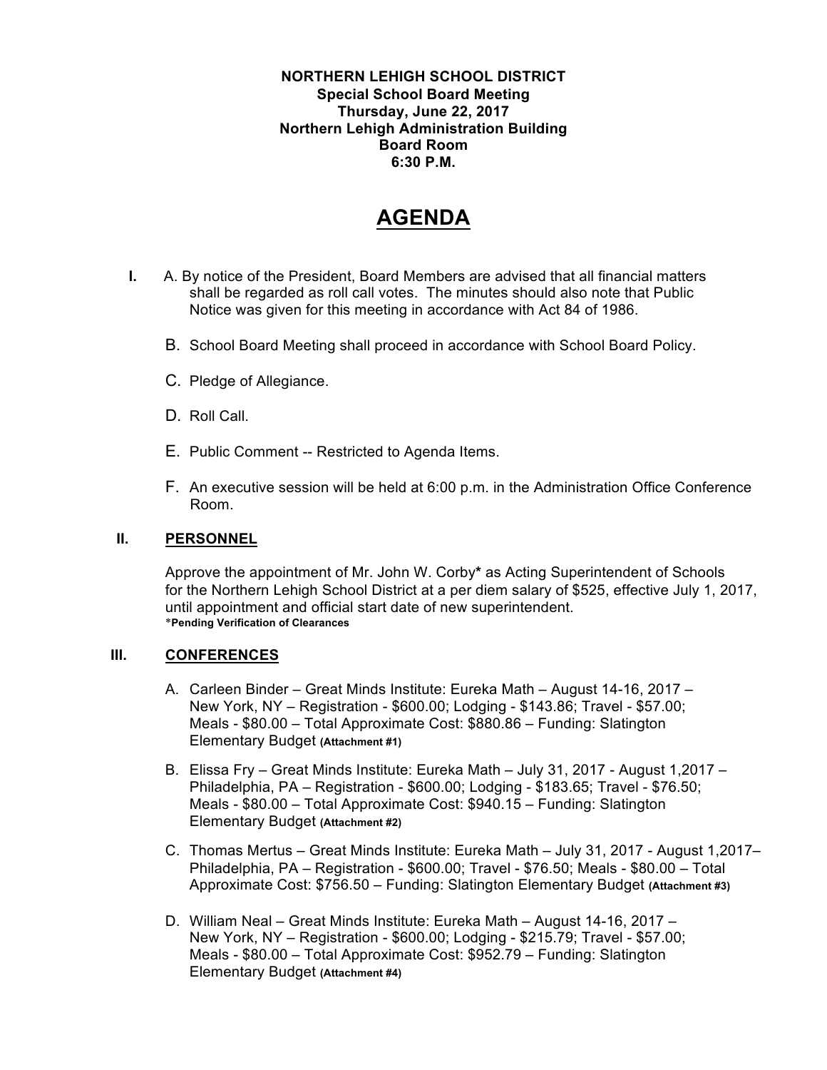**NORTHERN LEHIGH SCHOOL DISTRICT**
**Special School Board Meeting**
**Thursday, June 22, 2017**
**Northern Lehigh Administration Building**
**Board Room**
**6:30 P.M.**

# AGENDA

**I.** A. By notice of the President, Board Members are advised that all financial matters shall be regarded as roll call votes. The minutes should also note that Public Notice was given for this meeting in accordance with Act 84 of 1986.

B. School Board Meeting shall proceed in accordance with School Board Policy.

C. Pledge of Allegiance.

D. Roll Call.

E. Public Comment -- Restricted to Agenda Items.

F. An executive session will be held at 6:00 p.m. in the Administration Office Conference Room.

## II. PERSONNEL

Approve the appointment of Mr. John W. Corby* as Acting Superintendent of Schools for the Northern Lehigh School District at a per diem salary of $525, effective July 1, 2017, until appointment and official start date of new superintendent.
***Pending Verification of Clearances**

## III. CONFERENCES

A. Carleen Binder – Great Minds Institute: Eureka Math – August 14-16, 2017 – New York, NY – Registration - $600.00; Lodging - $143.86; Travel - $57.00; Meals - $80.00 – Total Approximate Cost: $880.86 – Funding: Slatington Elementary Budget **(Attachment #1)**

B. Elissa Fry – Great Minds Institute: Eureka Math – July 31, 2017 - August 1,2017 – Philadelphia, PA – Registration - $600.00; Lodging - $183.65; Travel - $76.50; Meals - $80.00 – Total Approximate Cost: $940.15 – Funding: Slatington Elementary Budget **(Attachment #2)**

C. Thomas Mertus – Great Minds Institute: Eureka Math – July 31, 2017 - August 1,2017– Philadelphia, PA – Registration - $600.00; Travel - $76.50; Meals - $80.00 – Total Approximate Cost: $756.50 – Funding: Slatington Elementary Budget **(Attachment #3)**

D. William Neal – Great Minds Institute: Eureka Math – August 14-16, 2017 – New York, NY – Registration - $600.00; Lodging - $215.79; Travel - $57.00; Meals - $80.00 – Total Approximate Cost: $952.79 – Funding: Slatington Elementary Budget **(Attachment #4)**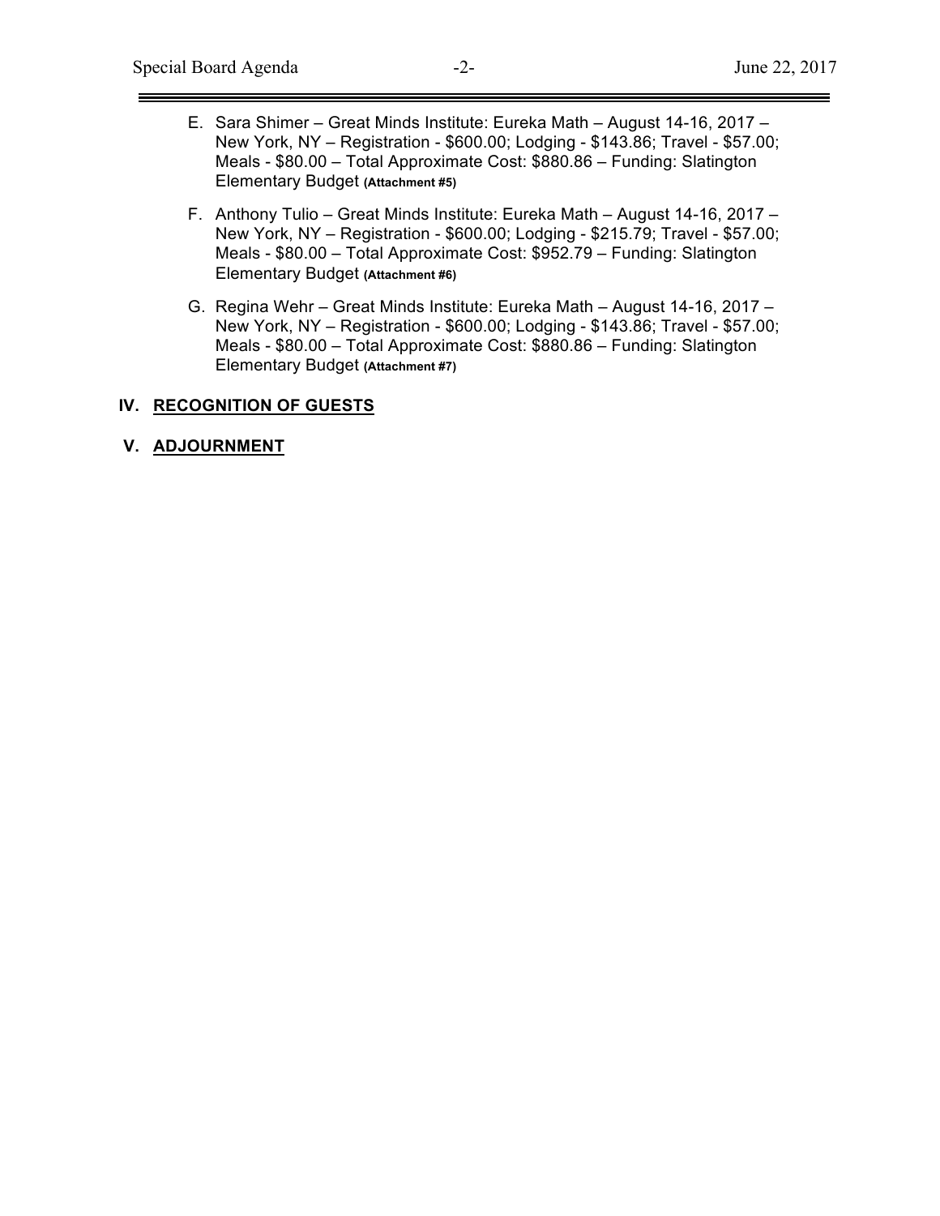E. Sara Shimer – Great Minds Institute: Eureka Math – August 14-16, 2017 – New York, NY – Registration - $600.00; Lodging - $143.86; Travel - $57.00; Meals - $80.00 – Total Approximate Cost: $880.86 – Funding: Slatington Elementary Budget **(Attachment #5)**

F. Anthony Tulio – Great Minds Institute: Eureka Math – August 14-16, 2017 – New York, NY – Registration - $600.00; Lodging - $215.79; Travel - $57.00; Meals - $80.00 – Total Approximate Cost: $952.79 – Funding: Slatington Elementary Budget **(Attachment #6)**

G. Regina Wehr – Great Minds Institute: Eureka Math – August 14-16, 2017 – New York, NY – Registration - $600.00; Lodging - $143.86; Travel - $57.00; Meals - $80.00 – Total Approximate Cost: $880.86 – Funding: Slatington Elementary Budget **(Attachment #7)**

## IV. RECOGNITION OF GUESTS

## V. ADJOURNMENT